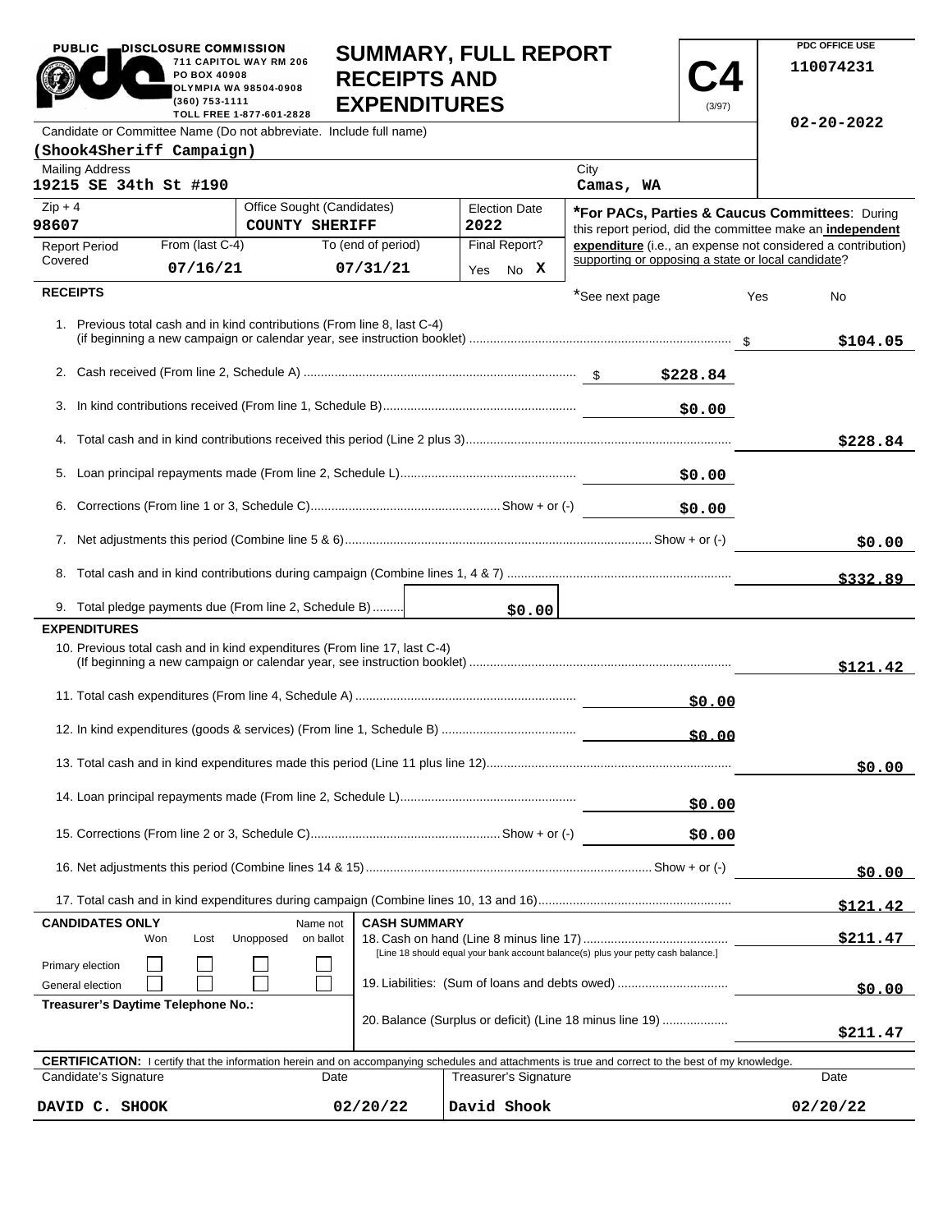PUBLIC DISCLOSURE COMMISSION
711 CAPITOL WAY RM 206
PO BOX 40908
OLYMPIA WA 98504-0908
(360) 753-1111
TOLL FREE 1-877-601-2828

# SUMMARY, FULL REPORT RECEIPTS AND EXPENDITURES

**C4** (3/97)

PDC OFFICE USE
110074231

02-20-2022

Candidate or Committee Name (Do not abbreviate. Include full name)
**(Shook4Sheriff Campaign)**

| Mailing Address | City |
|---|---|
| 19215 SE 34th St #190 | Camas, WA |

| Zip + 4 | Office Sought (Candidates) | Election Date |
|---|---|---|
| 98607 | COUNTY SHERIFF | 2022 |

| Report Period Covered | From (last C-4) | To (end of period) | Final Report? |
|---|---|---|---|
| | 07/16/21 | 07/31/21 | Yes No X |

***For PACs, Parties & Caucus Committees**: During this report period, did the committee make an **independent expenditure** (i.e., an expense not considered a contribution) supporting or opposing a state or local candidate?

*See next page Yes No

## RECEIPTS

| | | |
|---|---|---|
| 1. Previous total cash and in kind contributions (From line 8, last C-4) (if beginning a new campaign or calendar year, see instruction booklet) | | $ $104.05 |
| 2. Cash received (From line 2, Schedule A) | $ $228.84 | |
| 3. In kind contributions received (From line 1, Schedule B) | $0.00 | |
| 4. Total cash and in kind contributions received this period (Line 2 plus 3) | | $228.84 |
| 5. Loan principal repayments made (From line 2, Schedule L) | $0.00 | |
| 6. Corrections (From line 1 or 3, Schedule C) Show + or (-) | $0.00 | |
| 7. Net adjustments this period (Combine line 5 & 6) Show + or (-) | | $0.00 |
| 8. Total cash and in kind contributions during campaign (Combine lines 1, 4 & 7) | | $332.89 |
| 9. Total pledge payments due (From line 2, Schedule B) | $0.00 | |

## EXPENDITURES

| | | |
|---|---|---|
| 10. Previous total cash and in kind expenditures (From line 17, last C-4) (If beginning a new campaign or calendar year, see instruction booklet) | | $121.42 |
| 11. Total cash expenditures (From line 4, Schedule A) | $0.00 | |
| 12. In kind expenditures (goods & services) (From line 1, Schedule B) | $0.00 | |
| 13. Total cash and in kind expenditures made this period (Line 11 plus line 12) | | $0.00 |
| 14. Loan principal repayments made (From line 2, Schedule L) | $0.00 | |
| 15. Corrections (From line 2 or 3, Schedule C) Show + or (-) | $0.00 | |
| 16. Net adjustments this period (Combine lines 14 & 15) Show + or (-) | | $0.00 |
| 17. Total cash and in kind expenditures during campaign (Combine lines 10, 13 and 16) | | $121.42 |

**CANDIDATES ONLY**

| | Won | Lost | Unopposed | Name not on ballot |
|---|---|---|---|---|
| Primary election | ☐ | ☐ | ☐ | ☐ |
| General election | ☐ | ☐ | ☐ | ☐ |

**Treasurer's Daytime Telephone No.:**

**CASH SUMMARY**

| | |
|---|---|
| 18. Cash on hand (Line 8 minus line 17) [Line 18 should equal your bank account balance(s) plus your petty cash balance.] | $211.47 |
| 19. Liabilities: (Sum of loans and debts owed) | $0.00 |
| 20. Balance (Surplus or deficit) (Line 18 minus line 19) | $211.47 |

**CERTIFICATION:** I certify that the information herein and on accompanying schedules and attachments is true and correct to the best of my knowledge.

| Candidate's Signature | Date | Treasurer's Signature | Date |
|---|---|---|---|
| DAVID C. SHOOK | 02/20/22 | David Shook | 02/20/22 |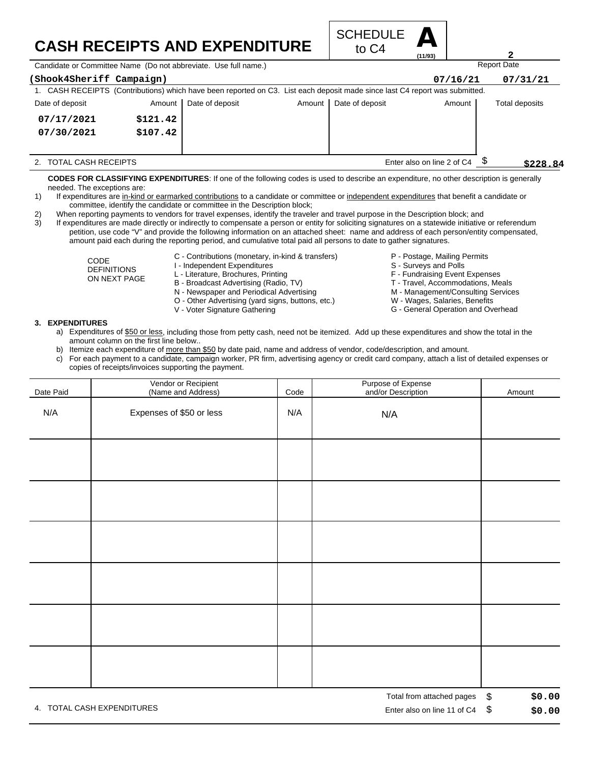# CASH RECEIPTS AND EXPENDITURE

SCHEDULE **A** to C4 (11/93)

| Candidate or Committee Name (Do not abbreviate. Use full name.) | | Report Date |
|---|---|---|
| (Shook4Sheriff Campaign) | 07/16/21 | 07/31/21 |

1. CASH RECEIPTS (Contributions) which have been reported on C3. List each deposit made since last C4 report was submitted.

| Date of deposit | Amount | Date of deposit | Amount | Date of deposit | Amount | Total deposits |
|---|---|---|---|---|---|---|
| 07/17/2021 | $121.42 | | | | | |
| 07/30/2021 | $107.42 | | | | | |

2. TOTAL CASH RECEIPTS — Enter also on line 2 of C4 $ **$228.84**

**CODES FOR CLASSIFYING EXPENDITURES**: If one of the following codes is used to describe an expenditure, no other description is generally needed. The exceptions are:

1) If expenditures are in-kind or earmarked contributions to a candidate or committee or independent expenditures that benefit a candidate or committee, identify the candidate or committee in the Description block;
2) When reporting payments to vendors for travel expenses, identify the traveler and travel purpose in the Description block; and
3) If expenditures are made directly or indirectly to compensate a person or entity for soliciting signatures on a statewide initiative or referendum petition, use code "V" and provide the following information on an attached sheet: name and address of each person/entity compensated, amount paid each during the reporting period, and cumulative total paid all persons to date to gather signatures.

CODE DEFINITIONS ON NEXT PAGE

- C - Contributions (monetary, in-kind & transfers)
- I - Independent Expenditures
- L - Literature, Brochures, Printing
- B - Broadcast Advertising (Radio, TV)
- N - Newspaper and Periodical Advertising
- O - Other Advertising (yard signs, buttons, etc.)
- V - Voter Signature Gathering
- P - Postage, Mailing Permits
- S - Surveys and Polls
- F - Fundraising Event Expenses
- T - Travel, Accommodations, Meals
- M - Management/Consulting Services
- W - Wages, Salaries, Benefits
- G - General Operation and Overhead

**3. EXPENDITURES**

a) Expenditures of $50 or less, including those from petty cash, need not be itemized. Add up these expenditures and show the total in the amount column on the first line below..
b) Itemize each expenditure of more than $50 by date paid, name and address of vendor, code/description, and amount.
c) For each payment to a candidate, campaign worker, PR firm, advertising agency or credit card company, attach a list of detailed expenses or copies of receipts/invoices supporting the payment.

| Date Paid | Vendor or Recipient (Name and Address) | Code | Purpose of Expense and/or Description | Amount |
|---|---|---|---|---|
| N/A | Expenses of $50 or less | N/A | N/A | |
| | | | | |
| | | | | |
| | | | | |
| | | | | |
| | | | | |
| | | | | |

Total from attached pages $ **$0.00**

4. TOTAL CASH EXPENDITURES — Enter also on line 11 of C4 $ **$0.00**